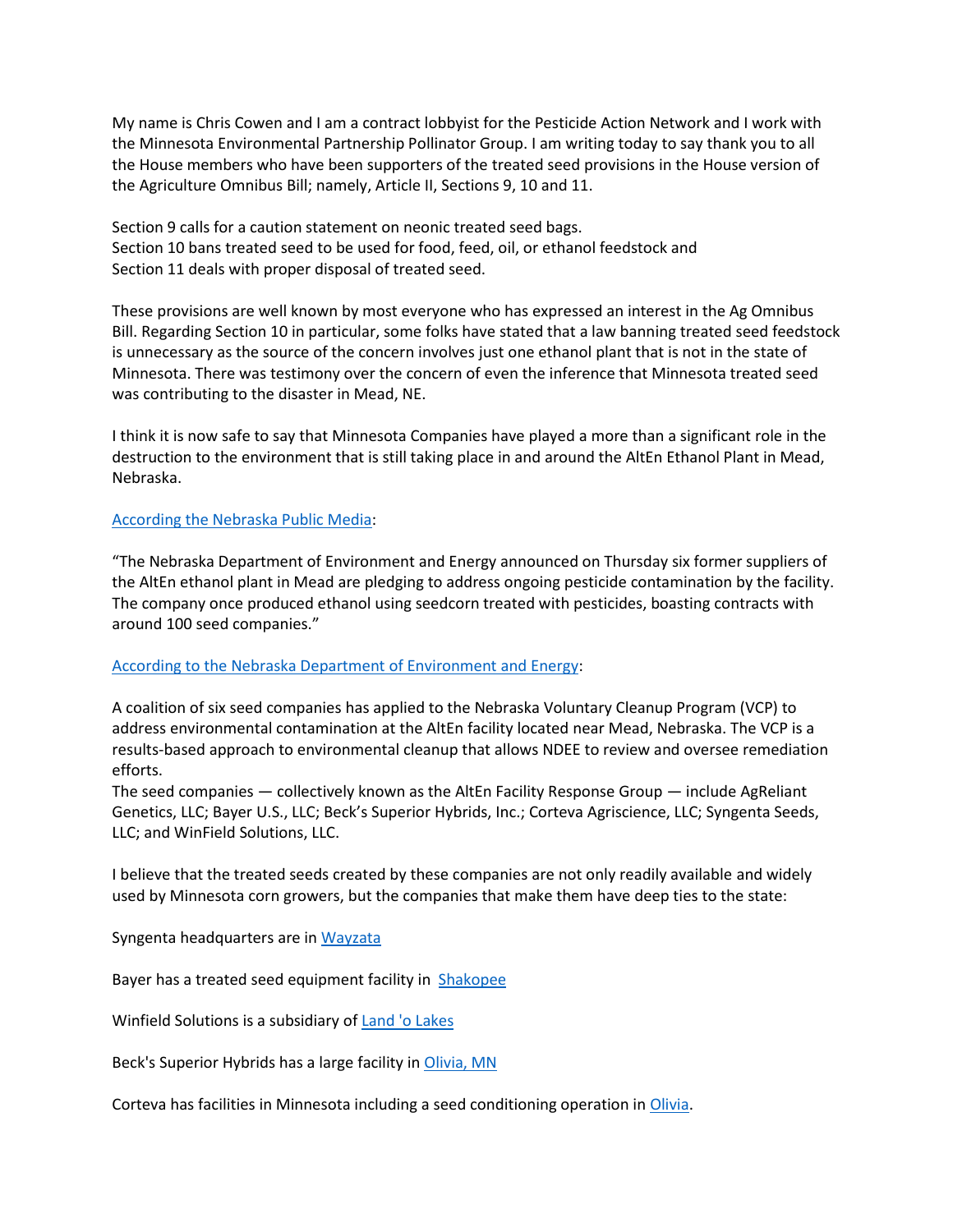My name is Chris Cowen and I am a contract lobbyist for the Pesticide Action Network and I work with the Minnesota Environmental Partnership Pollinator Group. I am writing today to say thank you to all the House members who have been supporters of the treated seed provisions in the House version of the Agriculture Omnibus Bill; namely, Article II, Sections 9, 10 and 11.

Section 9 calls for a caution statement on neonic treated seed bags.
Section 10 bans treated seed to be used for food, feed, oil, or ethanol feedstock and
Section 11 deals with proper disposal of treated seed.

These provisions are well known by most everyone who has expressed an interest in the Ag Omnibus Bill. Regarding Section 10 in particular, some folks have stated that a law banning treated seed feedstock is unnecessary as the source of the concern involves just one ethanol plant that is not in the state of Minnesota. There was testimony over the concern of even the inference that Minnesota treated seed was contributing to the disaster in Mead, NE.

I think it is now safe to say that Minnesota Companies have played a more than a significant role in the destruction to the environment that is still taking place in and around the AltEn Ethanol Plant in Mead, Nebraska.

According the Nebraska Public Media:

"The Nebraska Department of Environment and Energy announced on Thursday six former suppliers of the AltEn ethanol plant in Mead are pledging to address ongoing pesticide contamination by the facility. The company once produced ethanol using seedcorn treated with pesticides, boasting contracts with around 100 seed companies."

According to the Nebraska Department of Environment and Energy:

A coalition of six seed companies has applied to the Nebraska Voluntary Cleanup Program (VCP) to address environmental contamination at the AltEn facility located near Mead, Nebraska. The VCP is a results-based approach to environmental cleanup that allows NDEE to review and oversee remediation efforts.
The seed companies — collectively known as the AltEn Facility Response Group — include AgReliant Genetics, LLC; Bayer U.S., LLC; Beck's Superior Hybrids, Inc.; Corteva Agriscience, LLC; Syngenta Seeds, LLC; and WinField Solutions, LLC.

I believe that the treated seeds created by these companies are not only readily available and widely used by Minnesota corn growers, but the companies that make them have deep ties to the state:

Syngenta headquarters are in Wayzata

Bayer has a treated seed equipment facility in Shakopee

Winfield Solutions is a subsidiary of Land 'o Lakes

Beck's Superior Hybrids has a large facility in Olivia, MN

Corteva has facilities in Minnesota including a seed conditioning operation in Olivia.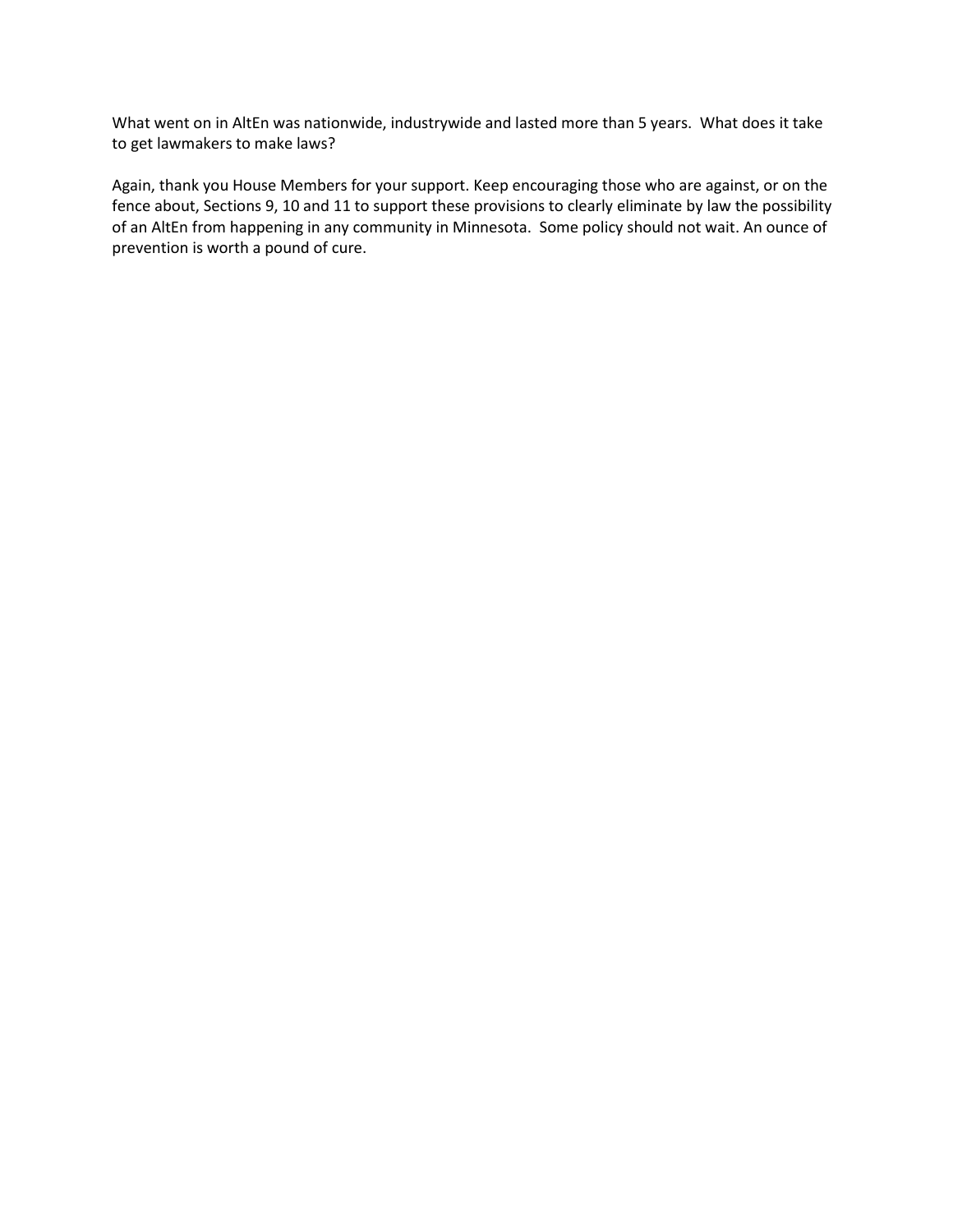What went on in AltEn was nationwide, industrywide and lasted more than 5 years. What does it take to get lawmakers to make laws?

Again, thank you House Members for your support. Keep encouraging those who are against, or on the fence about, Sections 9, 10 and 11 to support these provisions to clearly eliminate by law the possibility of an AltEn from happening in any community in Minnesota. Some policy should not wait. An ounce of prevention is worth a pound of cure.